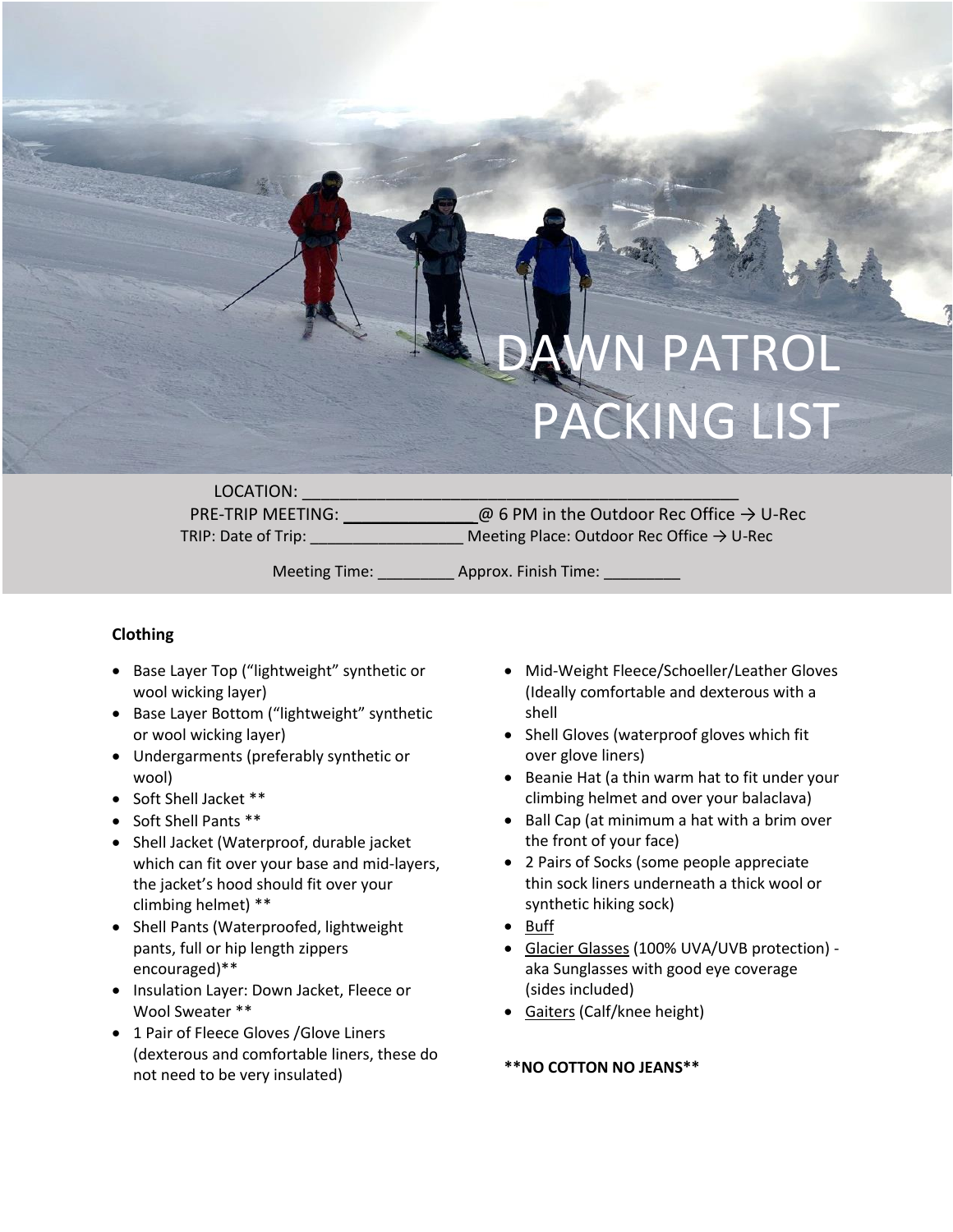# DAWN PATROL PACKING LIST

LOCATION: ______________________________________________

PRE-TRIP MEETING: ______________ @ 6 PM in the Outdoor Rec Office → U-Rec

TRIP: Date of Trip: _________________ Meeting Place: Outdoor Rec Office → U-Rec

Meeting Time: _________ Approx. Finish Time: _________

**Clothing**

- Base Layer Top ("lightweight" synthetic or wool wicking layer)
- Base Layer Bottom ("lightweight" synthetic or wool wicking layer)
- Undergarments (preferably synthetic or wool)
- Soft Shell Jacket **
- Soft Shell Pants **
- Shell Jacket (Waterproof, durable jacket which can fit over your base and mid-layers, the jacket's hood should fit over your climbing helmet) **
- Shell Pants (Waterproofed, lightweight pants, full or hip length zippers encouraged)**
- Insulation Layer: Down Jacket, Fleece or Wool Sweater **
- 1 Pair of Fleece Gloves /Glove Liners (dexterous and comfortable liners, these do not need to be very insulated)
- Mid-Weight Fleece/Schoeller/Leather Gloves (Ideally comfortable and dexterous with a shell
- Shell Gloves (waterproof gloves which fit over glove liners)
- Beanie Hat (a thin warm hat to fit under your climbing helmet and over your balaclava)
- Ball Cap (at minimum a hat with a brim over the front of your face)
- 2 Pairs of Socks (some people appreciate thin sock liners underneath a thick wool or synthetic hiking sock)
- Buff
- Glacier Glasses (100% UVA/UVB protection) - aka Sunglasses with good eye coverage (sides included)
- Gaiters (Calf/knee height)

****NO COTTON NO JEANS****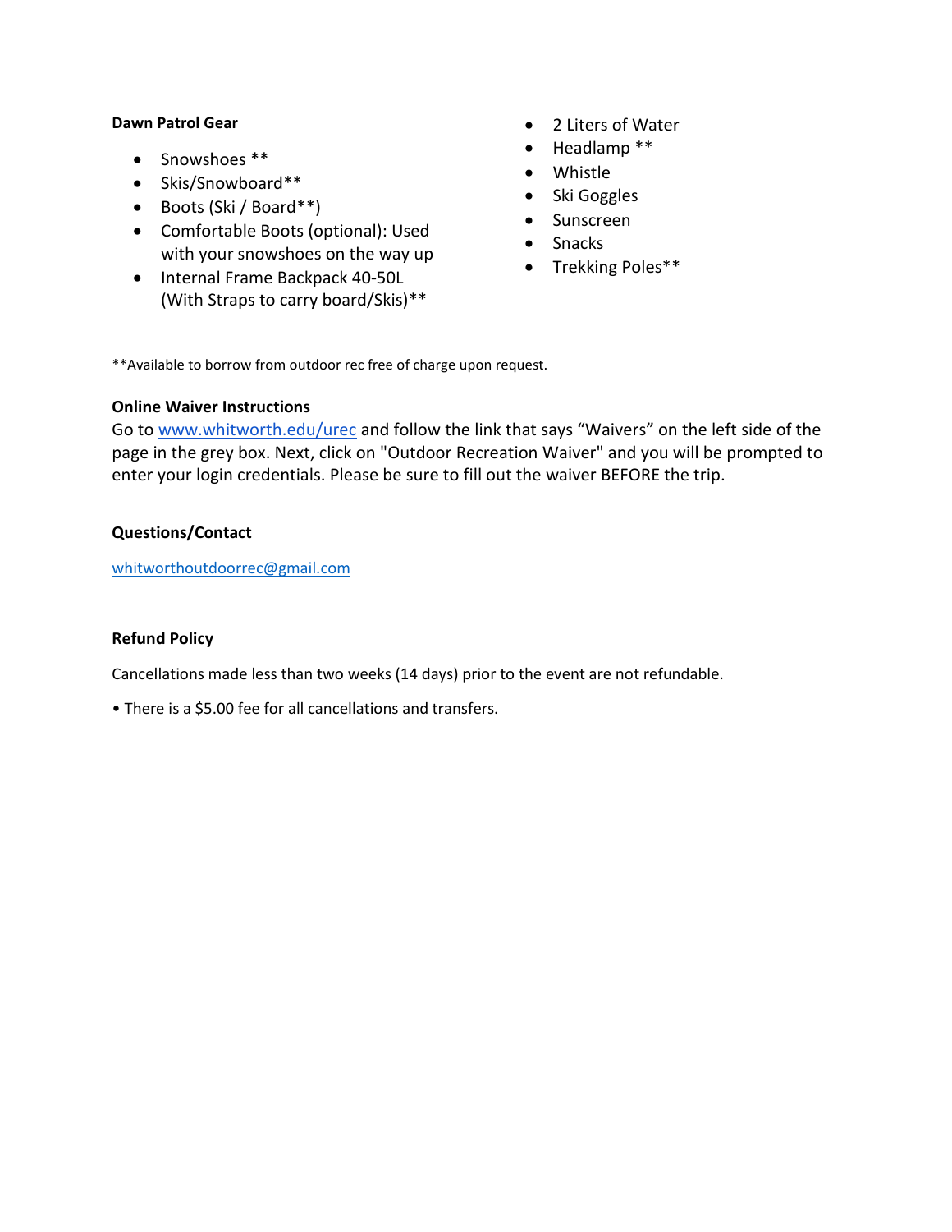**Dawn Patrol Gear**

- Snowshoes **
- Skis/Snowboard**
- Boots (Ski / Board**)
- Comfortable Boots (optional): Used with your snowshoes on the way up
- Internal Frame Backpack 40-50L (With Straps to carry board/Skis)**
- 2 Liters of Water
- Headlamp **
- Whistle
- Ski Goggles
- Sunscreen
- Snacks
- Trekking Poles**

**Available to borrow from outdoor rec free of charge upon request.

**Online Waiver Instructions**

Go to [www.whitworth.edu/urec](http://www.whitworth.edu/urec) and follow the link that says "Waivers" on the left side of the page in the grey box. Next, click on "Outdoor Recreation Waiver" and you will be prompted to enter your login credentials. Please be sure to fill out the waiver BEFORE the trip.

**Questions/Contact**

[whitworthoutdoorrec@gmail.com](mailto:whitworthoutdoorrec@gmail.com)

**Refund Policy**

Cancellations made less than two weeks (14 days) prior to the event are not refundable.

• There is a $5.00 fee for all cancellations and transfers.